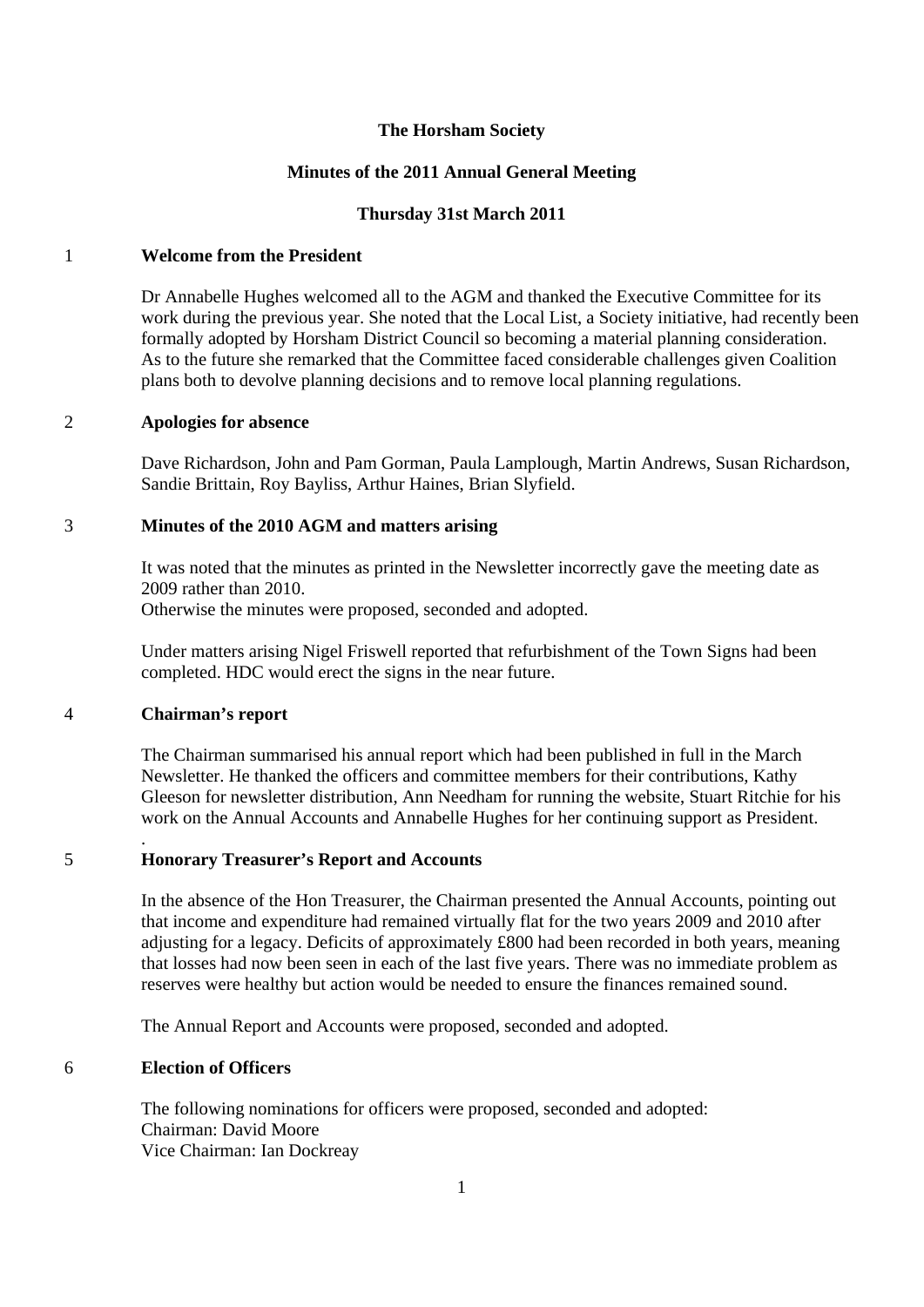# The Horsham Society

## Minutes of the 2011 Annual General Meeting

### Thursday 31st March 2011

**1 Welcome from the President**

Dr Annabelle Hughes welcomed all to the AGM and thanked the Executive Committee for its work during the previous year. She noted that the Local List, a Society initiative, had recently been formally adopted by Horsham District Council so becoming a material planning consideration. As to the future she remarked that the Committee faced considerable challenges given Coalition plans both to devolve planning decisions and to remove local planning regulations.

**2 Apologies for absence**

Dave Richardson, John and Pam Gorman, Paula Lamplough, Martin Andrews, Susan Richardson, Sandie Brittain, Roy Bayliss, Arthur Haines, Brian Slyfield.

**3 Minutes of the 2010 AGM and matters arising**

It was noted that the minutes as printed in the Newsletter incorrectly gave the meeting date as 2009 rather than 2010.
Otherwise the minutes were proposed, seconded and adopted.

Under matters arising Nigel Friswell reported that refurbishment of the Town Signs had been completed. HDC would erect the signs in the near future.

**4 Chairman's report**

The Chairman summarised his annual report which had been published in full in the March Newsletter. He thanked the officers and committee members for their contributions, Kathy Gleeson for newsletter distribution, Ann Needham for running the website, Stuart Ritchie for his work on the Annual Accounts and Annabelle Hughes for her continuing support as President.
.

**5 Honorary Treasurer's Report and Accounts**

In the absence of the Hon Treasurer, the Chairman presented the Annual Accounts, pointing out that income and expenditure had remained virtually flat for the two years 2009 and 2010 after adjusting for a legacy. Deficits of approximately £800 had been recorded in both years, meaning that losses had now been seen in each of the last five years. There was no immediate problem as reserves were healthy but action would be needed to ensure the finances remained sound.

The Annual Report and Accounts were proposed, seconded and adopted.

**6 Election of Officers**

The following nominations for officers were proposed, seconded and adopted:
Chairman: David Moore
Vice Chairman: Ian Dockreay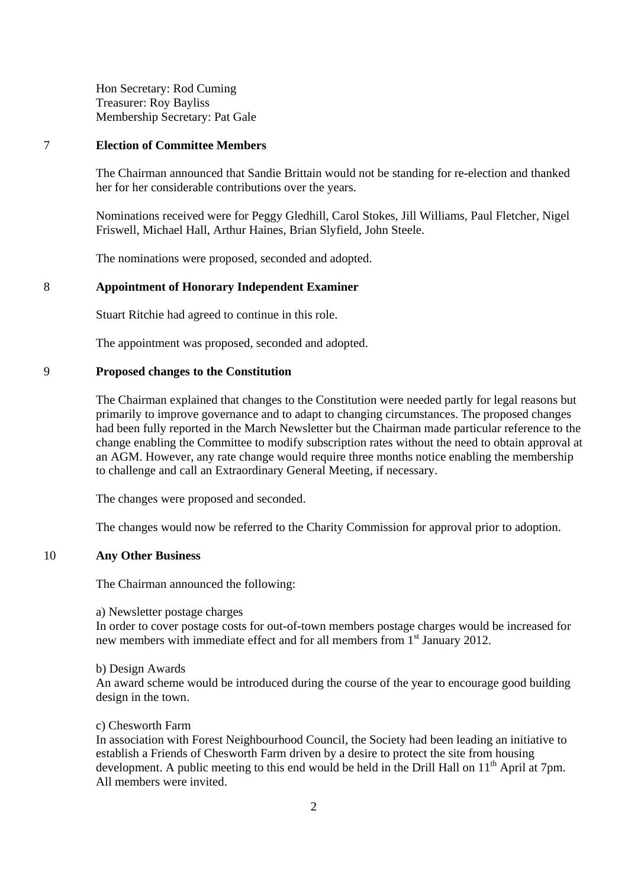Hon Secretary: Rod Cuming
Treasurer: Roy Bayliss
Membership Secretary: Pat Gale

## 7 Election of Committee Members

The Chairman announced that Sandie Brittain would not be standing for re-election and thanked her for her considerable contributions over the years.

Nominations received were for Peggy Gledhill, Carol Stokes, Jill Williams, Paul Fletcher, Nigel Friswell, Michael Hall, Arthur Haines, Brian Slyfield, John Steele.

The nominations were proposed, seconded and adopted.

## 8 Appointment of Honorary Independent Examiner

Stuart Ritchie had agreed to continue in this role.

The appointment was proposed, seconded and adopted.

## 9 Proposed changes to the Constitution

The Chairman explained that changes to the Constitution were needed partly for legal reasons but primarily to improve governance and to adapt to changing circumstances. The proposed changes had been fully reported in the March Newsletter but the Chairman made particular reference to the change enabling the Committee to modify subscription rates without the need to obtain approval at an AGM. However, any rate change would require three months notice enabling the membership to challenge and call an Extraordinary General Meeting, if necessary.

The changes were proposed and seconded.

The changes would now be referred to the Charity Commission for approval prior to adoption.

## 10 Any Other Business

The Chairman announced the following:

a) Newsletter postage charges
In order to cover postage costs for out-of-town members postage charges would be increased for new members with immediate effect and for all members from 1st January 2012.

b) Design Awards
An award scheme would be introduced during the course of the year to encourage good building design in the town.

c) Chesworth Farm
In association with Forest Neighbourhood Council, the Society had been leading an initiative to establish a Friends of Chesworth Farm driven by a desire to protect the site from housing development. A public meeting to this end would be held in the Drill Hall on 11th April at 7pm. All members were invited.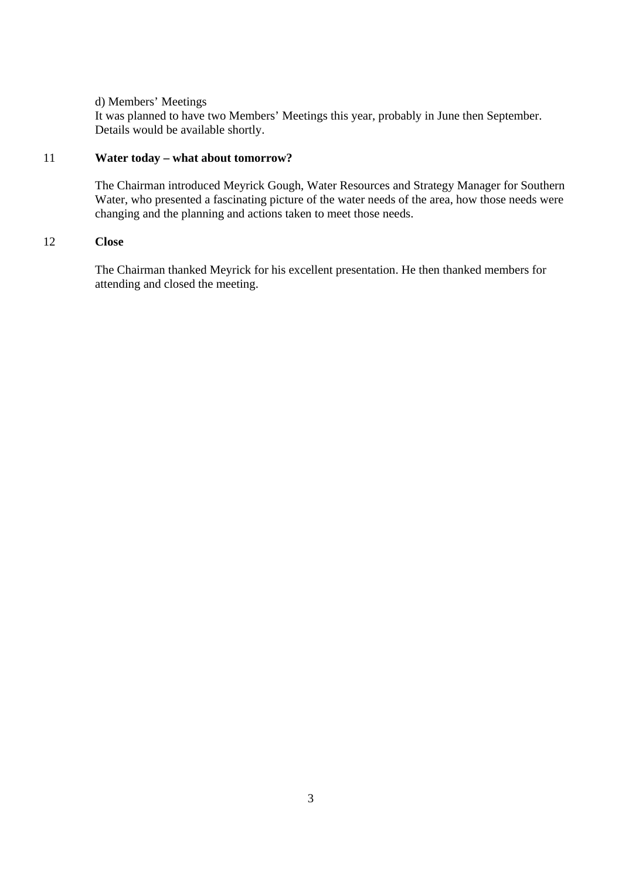d) Members' Meetings

It was planned to have two Members' Meetings this year, probably in June then September. Details would be available shortly.

## 11 **Water today – what about tomorrow?**

The Chairman introduced Meyrick Gough, Water Resources and Strategy Manager for Southern Water, who presented a fascinating picture of the water needs of the area, how those needs were changing and the planning and actions taken to meet those needs.

## 12 **Close**

The Chairman thanked Meyrick for his excellent presentation. He then thanked members for attending and closed the meeting.